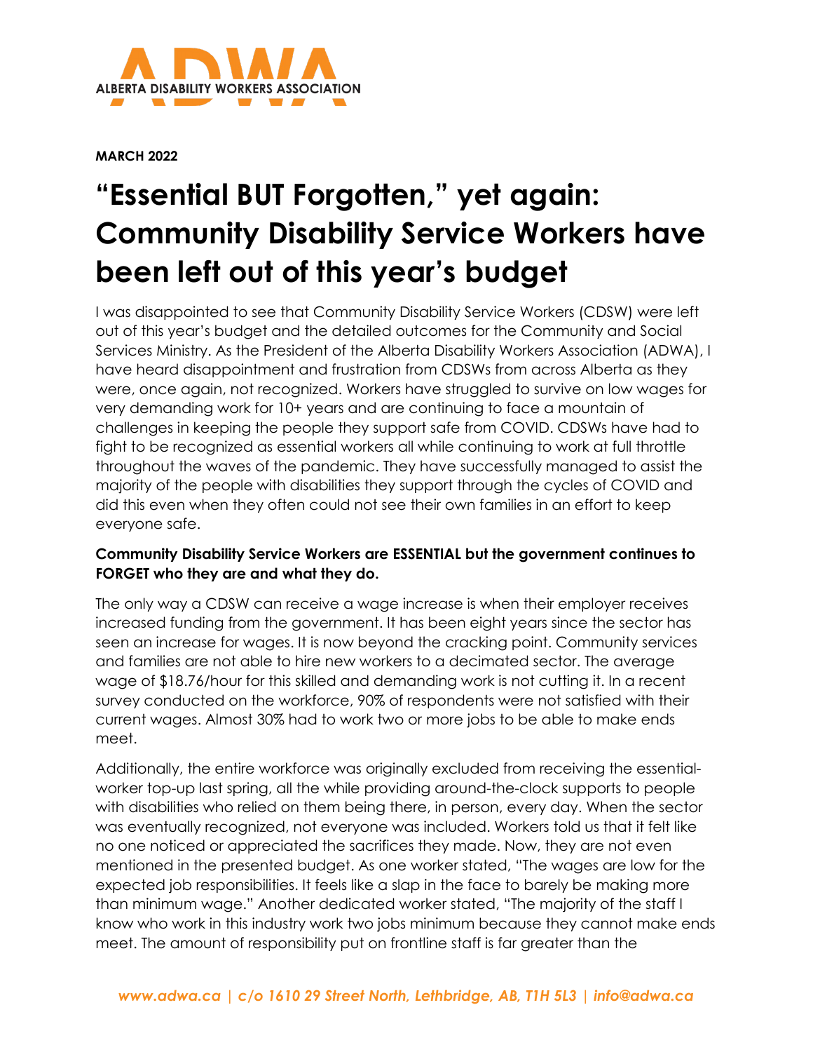**ALBERTA DISABILITY WORKERS ASSOCIATION**

**MARCH 2022**

# "Essential BUT Forgotten," yet again: Community Disability Service Workers have been left out of this year's budget

I was disappointed to see that Community Disability Service Workers (CDSW) were left out of this year's budget and the detailed outcomes for the Community and Social Services Ministry. As the President of the Alberta Disability Workers Association (ADWA), I have heard disappointment and frustration from CDSWs from across Alberta as they were, once again, not recognized. Workers have struggled to survive on low wages for very demanding work for 10+ years and are continuing to face a mountain of challenges in keeping the people they support safe from COVID. CDSWs have had to fight to be recognized as essential workers all while continuing to work at full throttle throughout the waves of the pandemic. They have successfully managed to assist the majority of the people with disabilities they support through the cycles of COVID and did this even when they often could not see their own families in an effort to keep everyone safe.

**Community Disability Service Workers are ESSENTIAL but the government continues to FORGET who they are and what they do.**

The only way a CDSW can receive a wage increase is when their employer receives increased funding from the government. It has been eight years since the sector has seen an increase for wages. It is now beyond the cracking point. Community services and families are not able to hire new workers to a decimated sector. The average wage of $18.76/hour for this skilled and demanding work is not cutting it. In a recent survey conducted on the workforce, 90% of respondents were not satisfied with their current wages. Almost 30% had to work two or more jobs to be able to make ends meet.

Additionally, the entire workforce was originally excluded from receiving the essential-worker top-up last spring, all the while providing around-the-clock supports to people with disabilities who relied on them being there, in person, every day. When the sector was eventually recognized, not everyone was included. Workers told us that it felt like no one noticed or appreciated the sacrifices they made. Now, they are not even mentioned in the presented budget. As one worker stated, "The wages are low for the expected job responsibilities. It feels like a slap in the face to barely be making more than minimum wage." Another dedicated worker stated, "The majority of the staff I know who work in this industry work two jobs minimum because they cannot make ends meet. The amount of responsibility put on frontline staff is far greater than the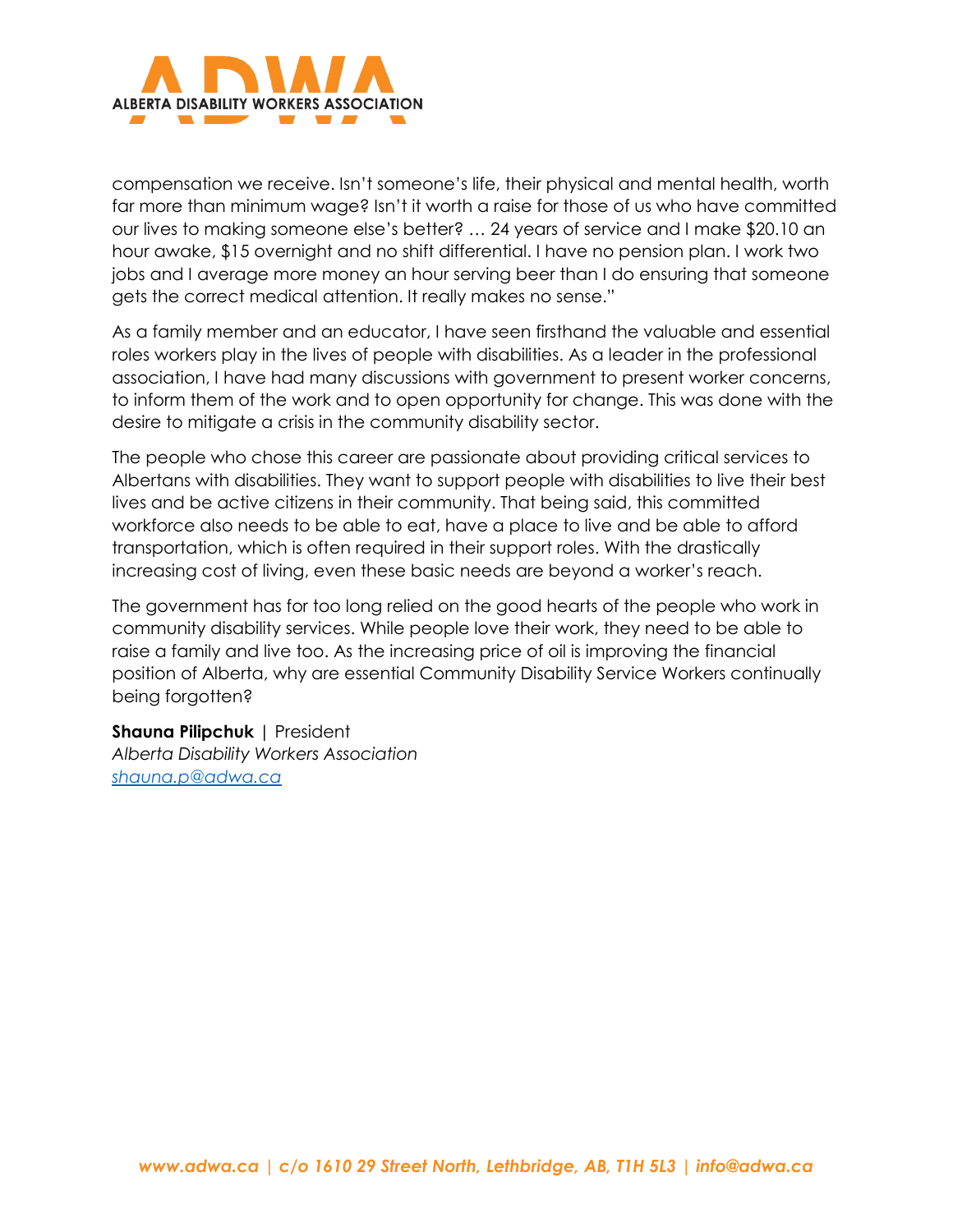compensation we receive. Isn't someone's life, their physical and mental health, worth far more than minimum wage? Isn't it worth a raise for those of us who have committed our lives to making someone else's better? … 24 years of service and I make $20.10 an hour awake, $15 overnight and no shift differential. I have no pension plan. I work two jobs and I average more money an hour serving beer than I do ensuring that someone gets the correct medical attention. It really makes no sense."

As a family member and an educator, I have seen firsthand the valuable and essential roles workers play in the lives of people with disabilities. As a leader in the professional association, I have had many discussions with government to present worker concerns, to inform them of the work and to open opportunity for change. This was done with the desire to mitigate a crisis in the community disability sector.

The people who chose this career are passionate about providing critical services to Albertans with disabilities. They want to support people with disabilities to live their best lives and be active citizens in their community. That being said, this committed workforce also needs to be able to eat, have a place to live and be able to afford transportation, which is often required in their support roles. With the drastically increasing cost of living, even these basic needs are beyond a worker's reach.

The government has for too long relied on the good hearts of the people who work in community disability services. While people love their work, they need to be able to raise a family and live too. As the increasing price of oil is improving the financial position of Alberta, why are essential Community Disability Service Workers continually being forgotten?

**Shauna Pilipchuk** | President
*Alberta Disability Workers Association*
shauna.p@adwa.ca